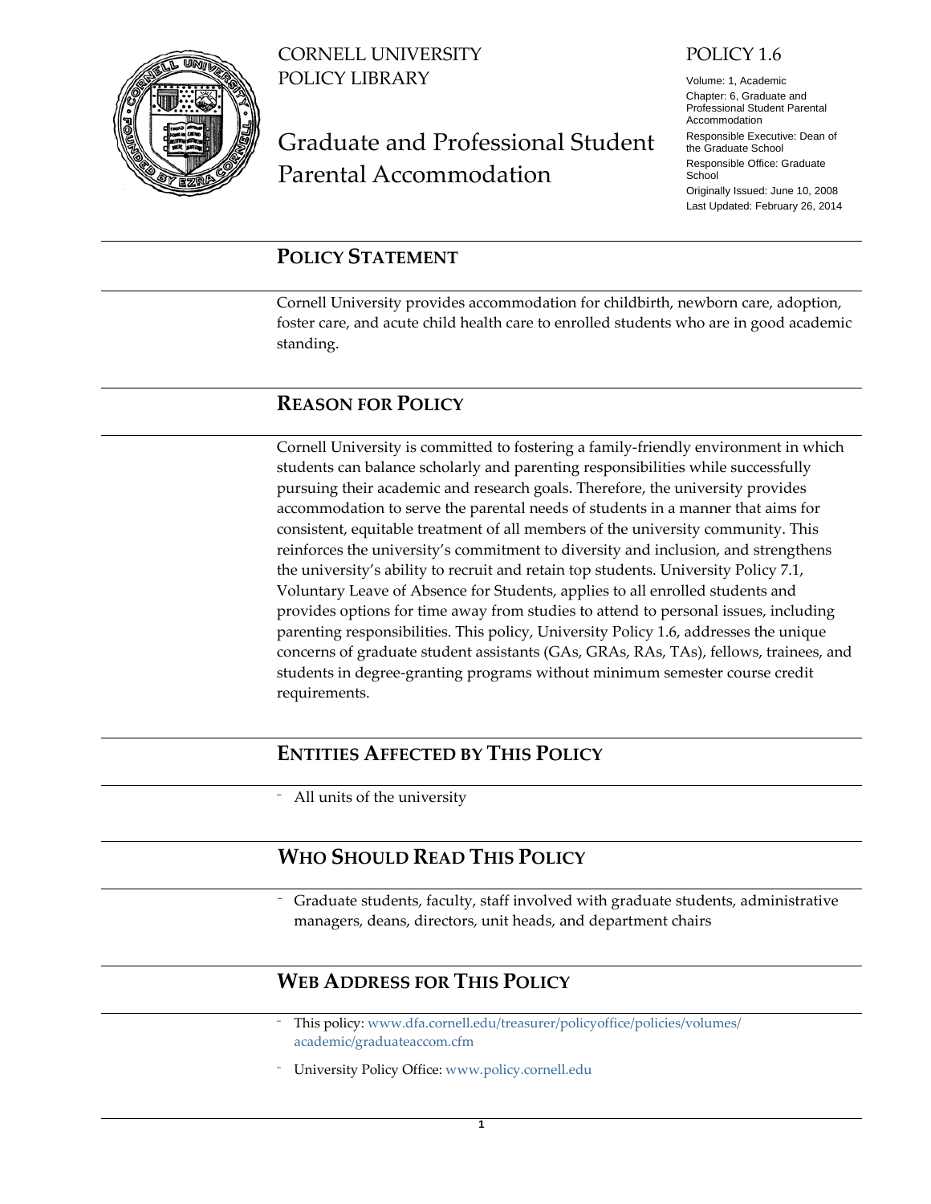CORNELL UNIVERSITY
POLICY LIBRARY

# Graduate and Professional Student Parental Accommodation

POLICY 1.6

Volume: 1, Academic
Chapter: 6, Graduate and Professional Student Parental Accommodation
Responsible Executive: Dean of the Graduate School
Responsible Office: Graduate School
Originally Issued: June 10, 2008
Last Updated: February 26, 2014

## POLICY STATEMENT

Cornell University provides accommodation for childbirth, newborn care, adoption, foster care, and acute child health care to enrolled students who are in good academic standing.

## REASON FOR POLICY

Cornell University is committed to fostering a family-friendly environment in which students can balance scholarly and parenting responsibilities while successfully pursuing their academic and research goals. Therefore, the university provides accommodation to serve the parental needs of students in a manner that aims for consistent, equitable treatment of all members of the university community. This reinforces the university's commitment to diversity and inclusion, and strengthens the university's ability to recruit and retain top students. University Policy 7.1, Voluntary Leave of Absence for Students, applies to all enrolled students and provides options for time away from studies to attend to personal issues, including parenting responsibilities. This policy, University Policy 1.6, addresses the unique concerns of graduate student assistants (GAs, GRAs, RAs, TAs), fellows, trainees, and students in degree-granting programs without minimum semester course credit requirements.

## ENTITIES AFFECTED BY THIS POLICY

- All units of the university

## WHO SHOULD READ THIS POLICY

- Graduate students, faculty, staff involved with graduate students, administrative managers, deans, directors, unit heads, and department chairs

## WEB ADDRESS FOR THIS POLICY

- This policy: www.dfa.cornell.edu/treasurer/policyoffice/policies/volumes/academic/graduateaccom.cfm
- University Policy Office: www.policy.cornell.edu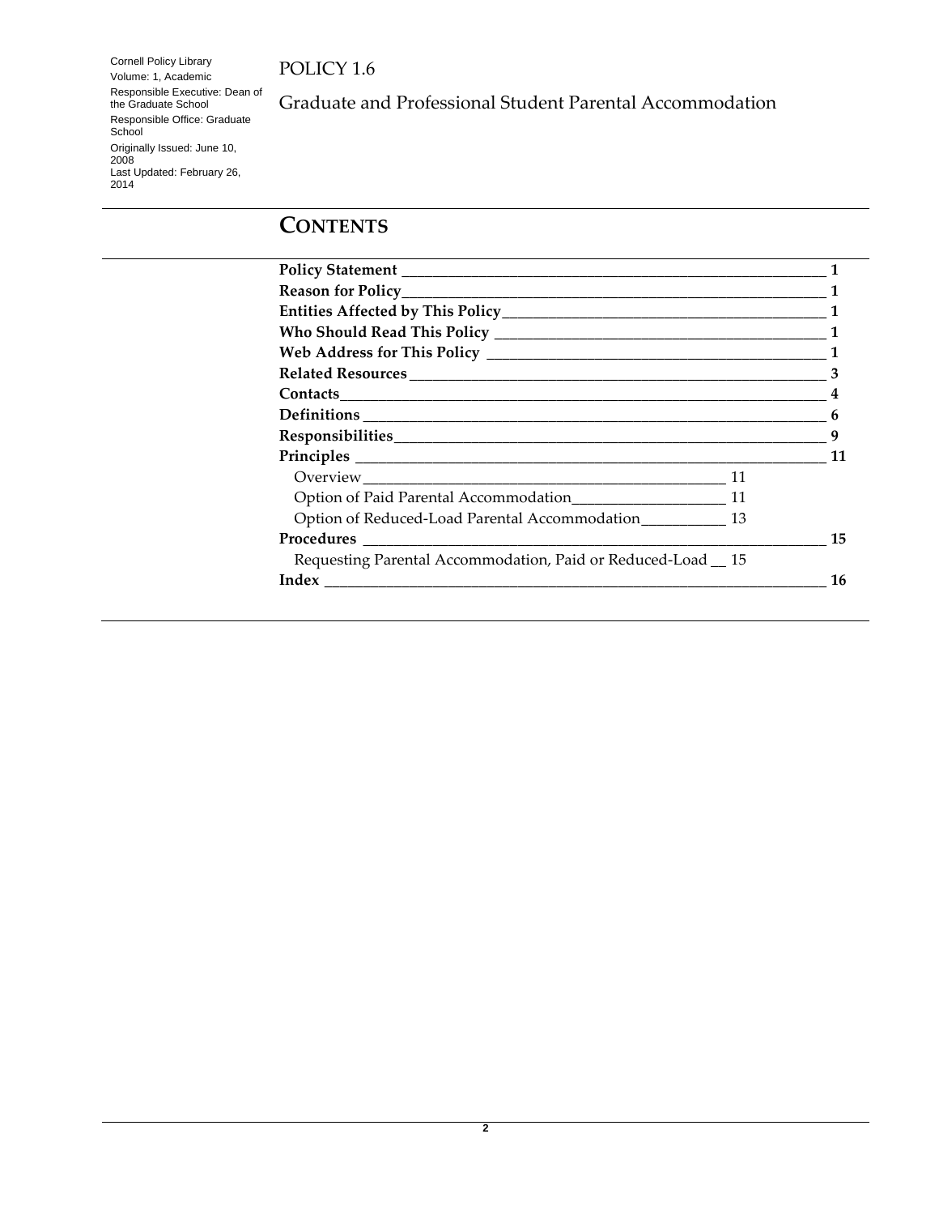Cornell Policy Library
Volume: 1, Academic
Responsible Executive: Dean of the Graduate School
Responsible Office: Graduate School
Originally Issued: June 10, 2008
Last Updated: February 26, 2014

# POLICY 1.6

# Graduate and Professional Student Parental Accommodation

## CONTENTS

| Section | Page |
|---|---|
| **Policy Statement** | **1** |
| **Reason for Policy** | **1** |
| **Entities Affected by This Policy** | **1** |
| **Who Should Read This Policy** | **1** |
| **Web Address for This Policy** | **1** |
| **Related Resources** | **3** |
| **Contacts** | **4** |
| **Definitions** | **6** |
| **Responsibilities** | **9** |
| **Principles** | **11** |
| Overview | 11 |
| Option of Paid Parental Accommodation | 11 |
| Option of Reduced-Load Parental Accommodation | 13 |
| **Procedures** | **15** |
| Requesting Parental Accommodation, Paid or Reduced-Load | 15 |
| **Index** | **16** |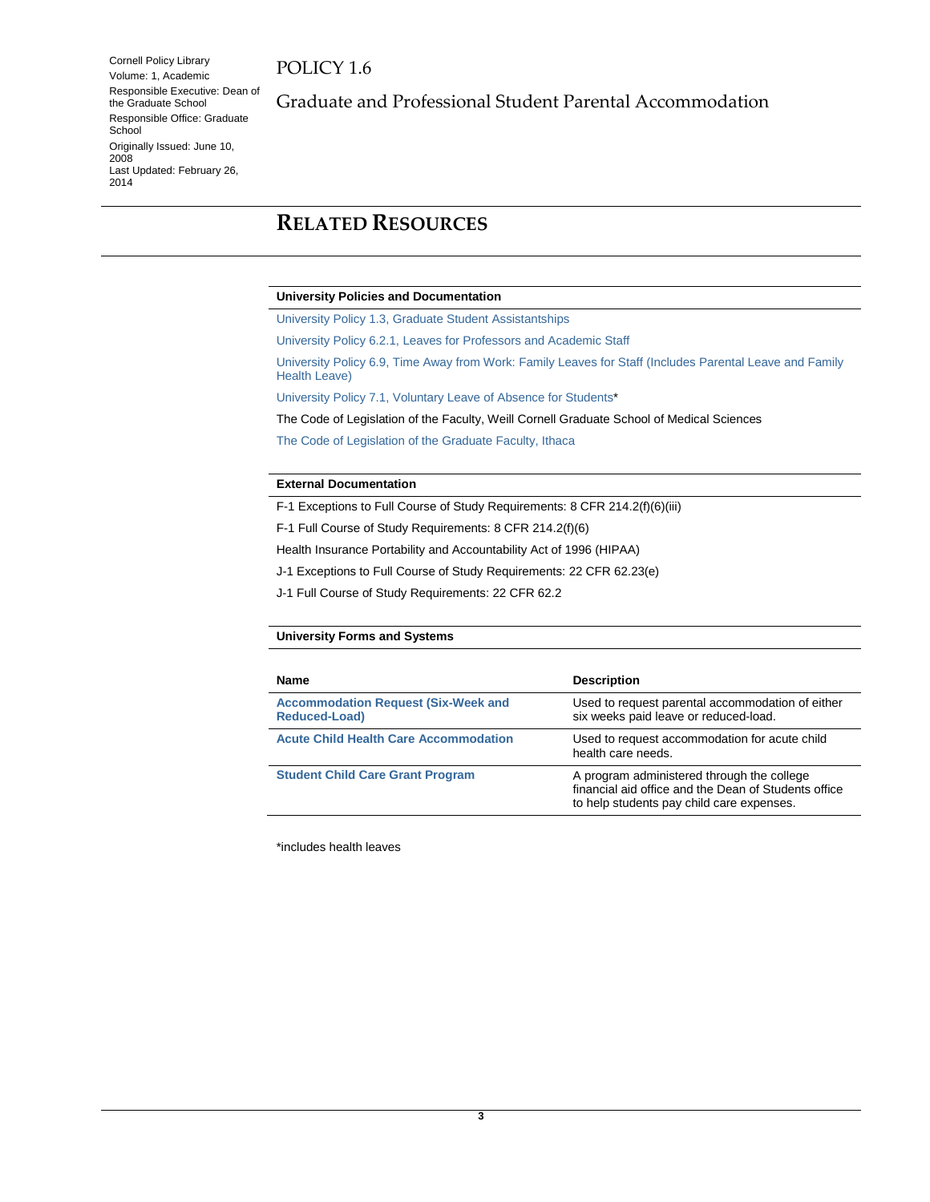# RELATED RESOURCES

**University Policies and Documentation**

University Policy 1.3, Graduate Student Assistantships

University Policy 6.2.1, Leaves for Professors and Academic Staff

University Policy 6.9, Time Away from Work: Family Leaves for Staff (Includes Parental Leave and Family Health Leave)

University Policy 7.1, Voluntary Leave of Absence for Students*

The Code of Legislation of the Faculty, Weill Cornell Graduate School of Medical Sciences

The Code of Legislation of the Graduate Faculty, Ithaca

**External Documentation**

F-1 Exceptions to Full Course of Study Requirements: 8 CFR 214.2(f)(6)(iii)

F-1 Full Course of Study Requirements: 8 CFR 214.2(f)(6)

Health Insurance Portability and Accountability Act of 1996 (HIPAA)

J-1 Exceptions to Full Course of Study Requirements: 22 CFR 62.23(e)

J-1 Full Course of Study Requirements: 22 CFR 62.2

**University Forms and Systems**

| Name | Description |
| --- | --- |
| **Accommodation Request (Six-Week and Reduced-Load)** | Used to request parental accommodation of either six weeks paid leave or reduced-load. |
| **Acute Child Health Care Accommodation** | Used to request accommodation for acute child health care needs. |
| **Student Child Care Grant Program** | A program administered through the college financial aid office and the Dean of Students office to help students pay child care expenses. |

*includes health leaves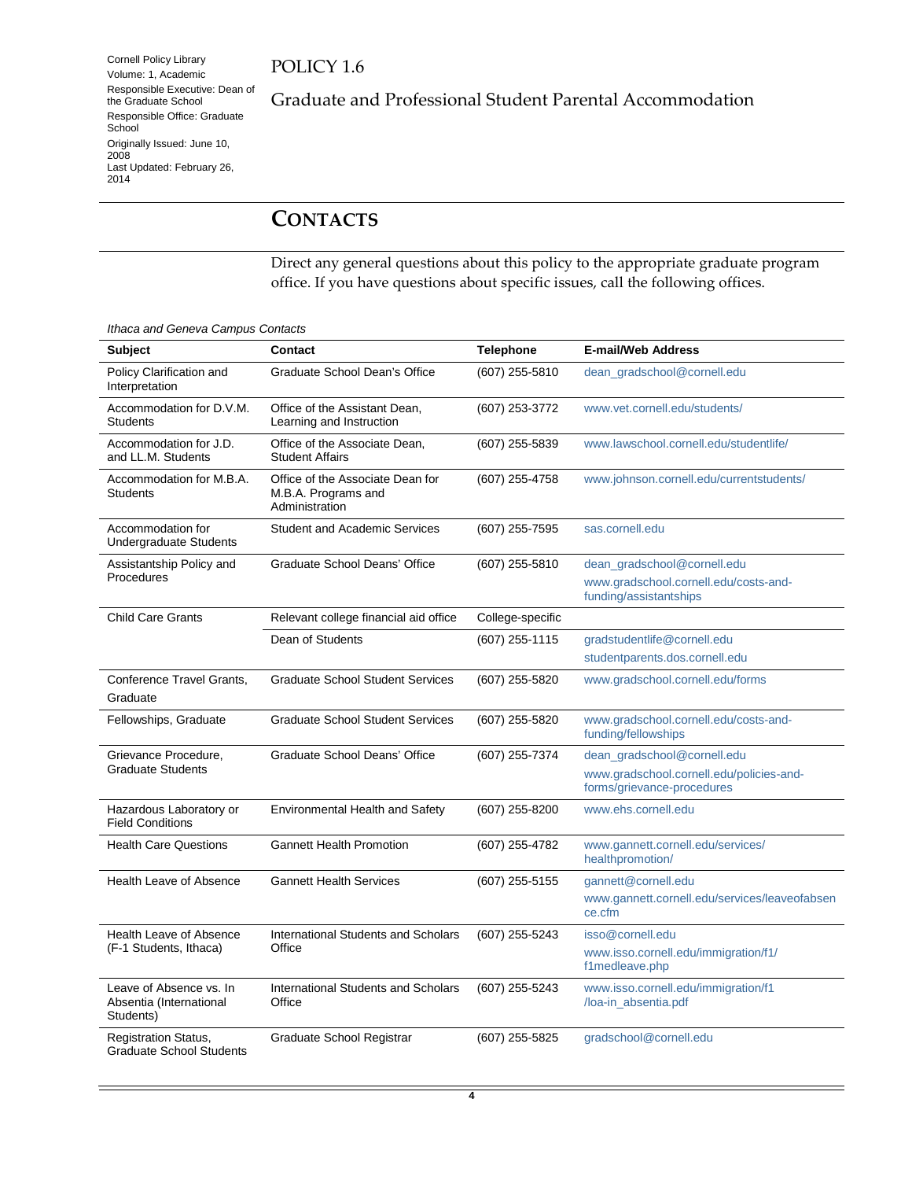## CONTACTS

Direct any general questions about this policy to the appropriate graduate program office. If you have questions about specific issues, call the following offices.

*Ithaca and Geneva Campus Contacts*

| Subject | Contact | Telephone | E-mail/Web Address |
|---|---|---|---|
| Policy Clarification and Interpretation | Graduate School Dean's Office | (607) 255-5810 | dean_gradschool@cornell.edu |
| Accommodation for D.V.M. Students | Office of the Assistant Dean, Learning and Instruction | (607) 253-3772 | www.vet.cornell.edu/students/ |
| Accommodation for J.D. and LL.M. Students | Office of the Associate Dean, Student Affairs | (607) 255-5839 | www.lawschool.cornell.edu/studentlife/ |
| Accommodation for M.B.A. Students | Office of the Associate Dean for M.B.A. Programs and Administration | (607) 255-4758 | www.johnson.cornell.edu/currentstudents/ |
| Accommodation for Undergraduate Students | Student and Academic Services | (607) 255-7595 | sas.cornell.edu |
| Assistantship Policy and Procedures | Graduate School Deans' Office | (607) 255-5810 | dean_gradschool@cornell.edu<br>www.gradschool.cornell.edu/costs-and-funding/assistantships |
| Child Care Grants | Relevant college financial aid office | College-specific | |
| | Dean of Students | (607) 255-1115 | gradstudentlife@cornell.edu<br>studentparents.dos.cornell.edu |
| Conference Travel Grants, Graduate | Graduate School Student Services | (607) 255-5820 | www.gradschool.cornell.edu/forms |
| Fellowships, Graduate | Graduate School Student Services | (607) 255-5820 | www.gradschool.cornell.edu/costs-and-funding/fellowships |
| Grievance Procedure, Graduate Students | Graduate School Deans' Office | (607) 255-7374 | dean_gradschool@cornell.edu<br>www.gradschool.cornell.edu/policies-and-forms/grievance-procedures |
| Hazardous Laboratory or Field Conditions | Environmental Health and Safety | (607) 255-8200 | www.ehs.cornell.edu |
| Health Care Questions | Gannett Health Promotion | (607) 255-4782 | www.gannett.cornell.edu/services/healthpromotion/ |
| Health Leave of Absence | Gannett Health Services | (607) 255-5155 | gannett@cornell.edu<br>www.gannett.cornell.edu/services/leaveofabsence.cfm |
| Health Leave of Absence (F-1 Students, Ithaca) | International Students and Scholars Office | (607) 255-5243 | isso@cornell.edu<br>www.isso.cornell.edu/immigration/f1/f1medleave.php |
| Leave of Absence vs. In Absentia (International Students) | International Students and Scholars Office | (607) 255-5243 | www.isso.cornell.edu/immigration/f1/loa-in_absentia.pdf |
| Registration Status, Graduate School Students | Graduate School Registrar | (607) 255-5825 | gradschool@cornell.edu |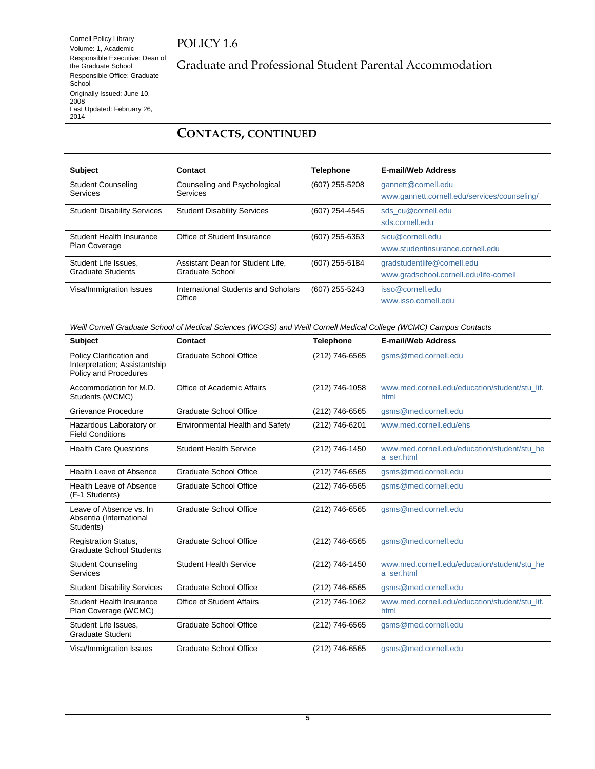## CONTACTS, CONTINUED

| Subject | Contact | Telephone | E-mail/Web Address |
|---|---|---|---|
| Student Counseling Services | Counseling and Psychological Services | (607) 255-5208 | gannett@cornell.edu www.gannett.cornell.edu/services/counseling/ |
| Student Disability Services | Student Disability Services | (607) 254-4545 | sds_cu@cornell.edu sds.cornell.edu |
| Student Health Insurance Plan Coverage | Office of Student Insurance | (607) 255-6363 | sicu@cornell.edu www.studentinsurance.cornell.edu |
| Student Life Issues, Graduate Students | Assistant Dean for Student Life, Graduate School | (607) 255-5184 | gradstudentlife@cornell.edu www.gradschool.cornell.edu/life-cornell |
| Visa/Immigration Issues | International Students and Scholars Office | (607) 255-5243 | isso@cornell.edu www.isso.cornell.edu |

*Weill Cornell Graduate School of Medical Sciences (WCGS) and Weill Cornell Medical College (WCMC) Campus Contacts*

| Subject | Contact | Telephone | E-mail/Web Address |
|---|---|---|---|
| Policy Clarification and Interpretation; Assistantship Policy and Procedures | Graduate School Office | (212) 746-6565 | gsms@med.cornell.edu |
| Accommodation for M.D. Students (WCMC) | Office of Academic Affairs | (212) 746-1058 | www.med.cornell.edu/education/student/stu_lif.html |
| Grievance Procedure | Graduate School Office | (212) 746-6565 | gsms@med.cornell.edu |
| Hazardous Laboratory or Field Conditions | Environmental Health and Safety | (212) 746-6201 | www.med.cornell.edu/ehs |
| Health Care Questions | Student Health Service | (212) 746-1450 | www.med.cornell.edu/education/student/stu_hea_ser.html |
| Health Leave of Absence | Graduate School Office | (212) 746-6565 | gsms@med.cornell.edu |
| Health Leave of Absence (F-1 Students) | Graduate School Office | (212) 746-6565 | gsms@med.cornell.edu |
| Leave of Absence vs. In Absentia (International Students) | Graduate School Office | (212) 746-6565 | gsms@med.cornell.edu |
| Registration Status, Graduate School Students | Graduate School Office | (212) 746-6565 | gsms@med.cornell.edu |
| Student Counseling Services | Student Health Service | (212) 746-1450 | www.med.cornell.edu/education/student/stu_hea_ser.html |
| Student Disability Services | Graduate School Office | (212) 746-6565 | gsms@med.cornell.edu |
| Student Health Insurance Plan Coverage (WCMC) | Office of Student Affairs | (212) 746-1062 | www.med.cornell.edu/education/student/stu_lif.html |
| Student Life Issues, Graduate Student | Graduate School Office | (212) 746-6565 | gsms@med.cornell.edu |
| Visa/Immigration Issues | Graduate School Office | (212) 746-6565 | gsms@med.cornell.edu |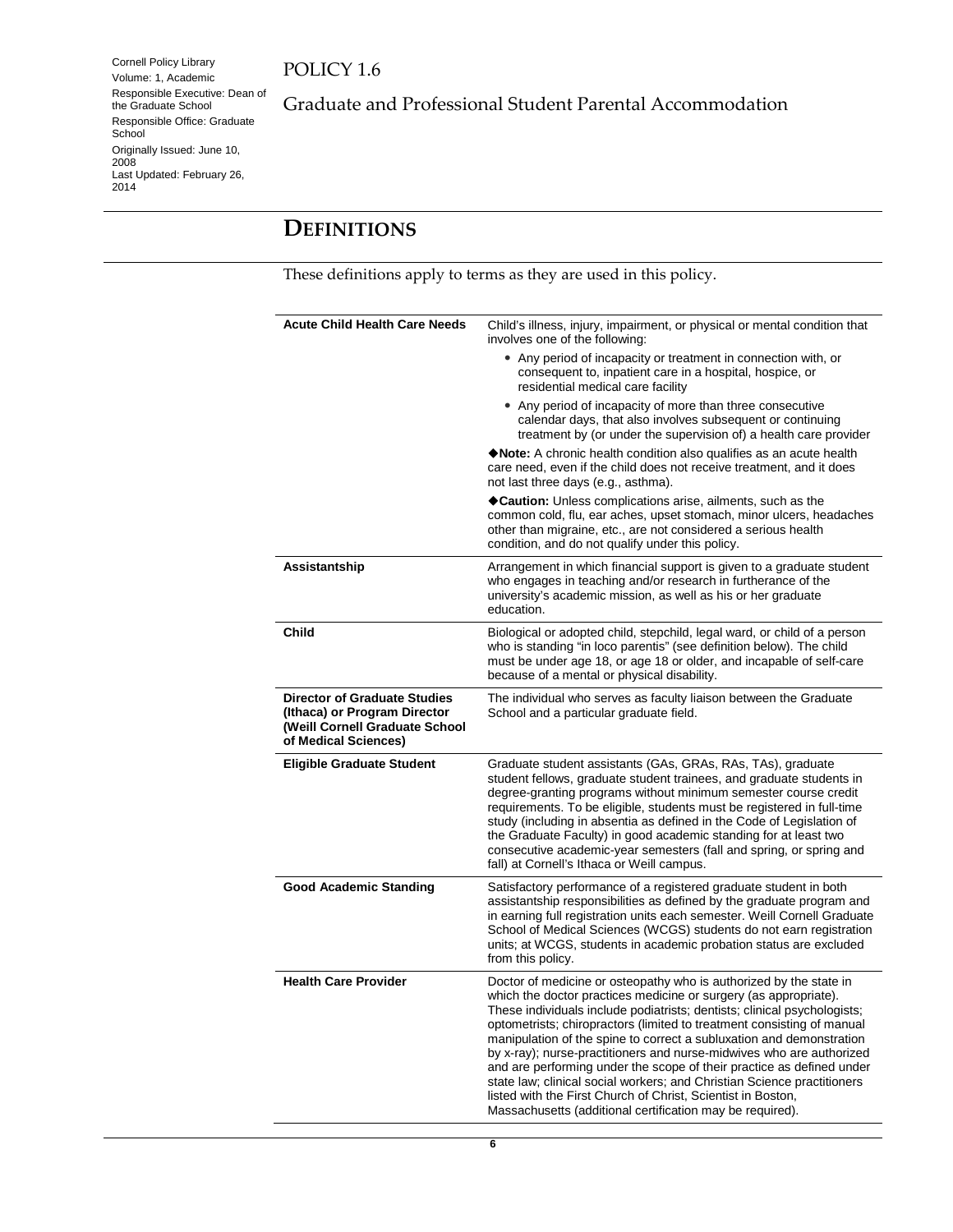## DEFINITIONS

These definitions apply to terms as they are used in this policy.

| | |
|---|---|
| **Acute Child Health Care Needs** | Child's illness, injury, impairment, or physical or mental condition that involves one of the following:<br>• Any period of incapacity or treatment in connection with, or consequent to, inpatient care in a hospital, hospice, or residential medical care facility<br>• Any period of incapacity of more than three consecutive calendar days, that also involves subsequent or continuing treatment by (or under the supervision of) a health care provider<br>◆**Note:** A chronic health condition also qualifies as an acute health care need, even if the child does not receive treatment, and it does not last three days (e.g., asthma).<br>◆**Caution:** Unless complications arise, ailments, such as the common cold, flu, ear aches, upset stomach, minor ulcers, headaches other than migraine, etc., are not considered a serious health condition, and do not qualify under this policy. |
| **Assistantship** | Arrangement in which financial support is given to a graduate student who engages in teaching and/or research in furtherance of the university's academic mission, as well as his or her graduate education. |
| **Child** | Biological or adopted child, stepchild, legal ward, or child of a person who is standing "in loco parentis" (see definition below). The child must be under age 18, or age 18 or older, and incapable of self-care because of a mental or physical disability. |
| **Director of Graduate Studies (Ithaca) or Program Director (Weill Cornell Graduate School of Medical Sciences)** | The individual who serves as faculty liaison between the Graduate School and a particular graduate field. |
| **Eligible Graduate Student** | Graduate student assistants (GAs, GRAs, RAs, TAs), graduate student fellows, graduate student trainees, and graduate students in degree-granting programs without minimum semester course credit requirements. To be eligible, students must be registered in full-time study (including in absentia as defined in the Code of Legislation of the Graduate Faculty) in good academic standing for at least two consecutive academic-year semesters (fall and spring, or spring and fall) at Cornell's Ithaca or Weill campus. |
| **Good Academic Standing** | Satisfactory performance of a registered graduate student in both assistantship responsibilities as defined by the graduate program and in earning full registration units each semester. Weill Cornell Graduate School of Medical Sciences (WCGS) students do not earn registration units; at WCGS, students in academic probation status are excluded from this policy. |
| **Health Care Provider** | Doctor of medicine or osteopathy who is authorized by the state in which the doctor practices medicine or surgery (as appropriate). These individuals include podiatrists; dentists; clinical psychologists; optometrists; chiropractors (limited to treatment consisting of manual manipulation of the spine to correct a subluxation and demonstration by x-ray); nurse-practitioners and nurse-midwives who are authorized and are performing under the scope of their practice as defined under state law; clinical social workers; and Christian Science practitioners listed with the First Church of Christ, Scientist in Boston, Massachusetts (additional certification may be required). |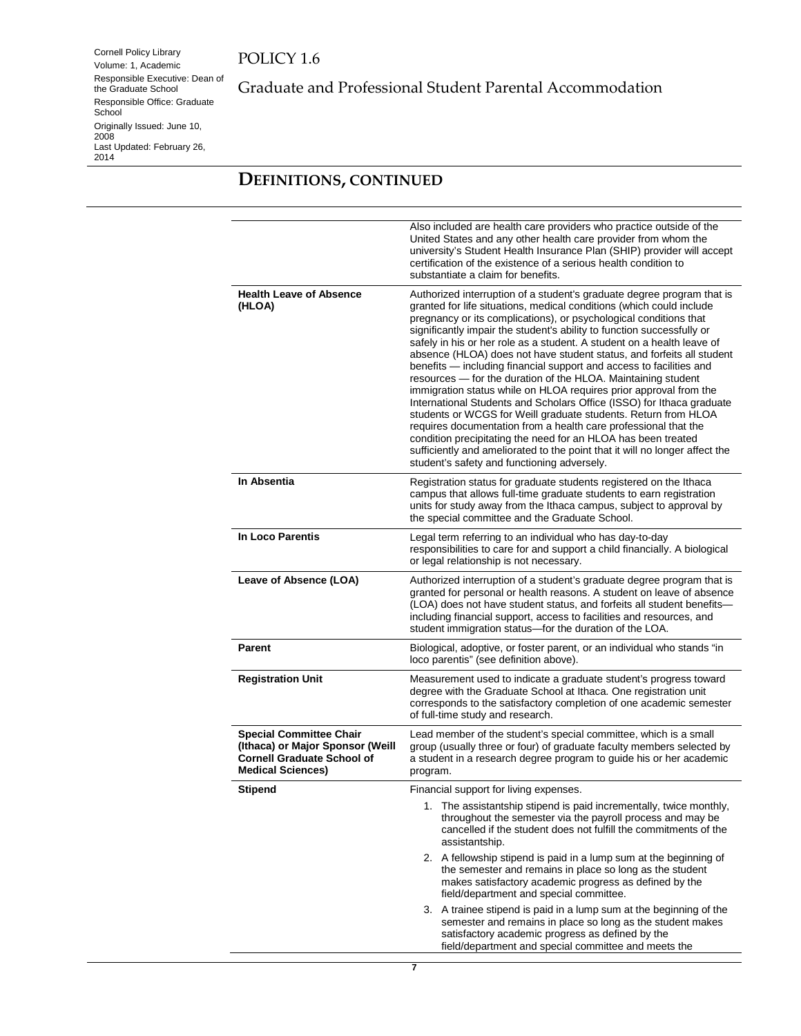## DEFINITIONS, CONTINUED

| | |
|---|---|
| | Also included are health care providers who practice outside of the United States and any other health care provider from whom the university's Student Health Insurance Plan (SHIP) provider will accept certification of the existence of a serious health condition to substantiate a claim for benefits. |
| **Health Leave of Absence (HLOA)** | Authorized interruption of a student's graduate degree program that is granted for life situations, medical conditions (which could include pregnancy or its complications), or psychological conditions that significantly impair the student's ability to function successfully or safely in his or her role as a student. A student on a health leave of absence (HLOA) does not have student status, and forfeits all student benefits — including financial support and access to facilities and resources — for the duration of the HLOA. Maintaining student immigration status while on HLOA requires prior approval from the International Students and Scholars Office (ISSO) for Ithaca graduate students or WCGS for Weill graduate students. Return from HLOA requires documentation from a health care professional that the condition precipitating the need for an HLOA has been treated sufficiently and ameliorated to the point that it will no longer affect the student's safety and functioning adversely. |
| **In Absentia** | Registration status for graduate students registered on the Ithaca campus that allows full-time graduate students to earn registration units for study away from the Ithaca campus, subject to approval by the special committee and the Graduate School. |
| **In Loco Parentis** | Legal term referring to an individual who has day-to-day responsibilities to care for and support a child financially. A biological or legal relationship is not necessary. |
| **Leave of Absence (LOA)** | Authorized interruption of a student's graduate degree program that is granted for personal or health reasons. A student on leave of absence (LOA) does not have student status, and forfeits all student benefits—including financial support, access to facilities and resources, and student immigration status—for the duration of the LOA. |
| **Parent** | Biological, adoptive, or foster parent, or an individual who stands "in loco parentis" (see definition above). |
| **Registration Unit** | Measurement used to indicate a graduate student's progress toward degree with the Graduate School at Ithaca. One registration unit corresponds to the satisfactory completion of one academic semester of full-time study and research. |
| **Special Committee Chair (Ithaca) or Major Sponsor (Weill Cornell Graduate School of Medical Sciences)** | Lead member of the student's special committee, which is a small group (usually three or four) of graduate faculty members selected by a student in a research degree program to guide his or her academic program. |
| **Stipend** | Financial support for living expenses.<br>1. The assistantship stipend is paid incrementally, twice monthly, throughout the semester via the payroll process and may be cancelled if the student does not fulfill the commitments of the assistantship.<br>2. A fellowship stipend is paid in a lump sum at the beginning of the semester and remains in place so long as the student makes satisfactory academic progress as defined by the field/department and special committee.<br>3. A trainee stipend is paid in a lump sum at the beginning of the semester and remains in place so long as the student makes satisfactory academic progress as defined by the field/department and special committee and meets the |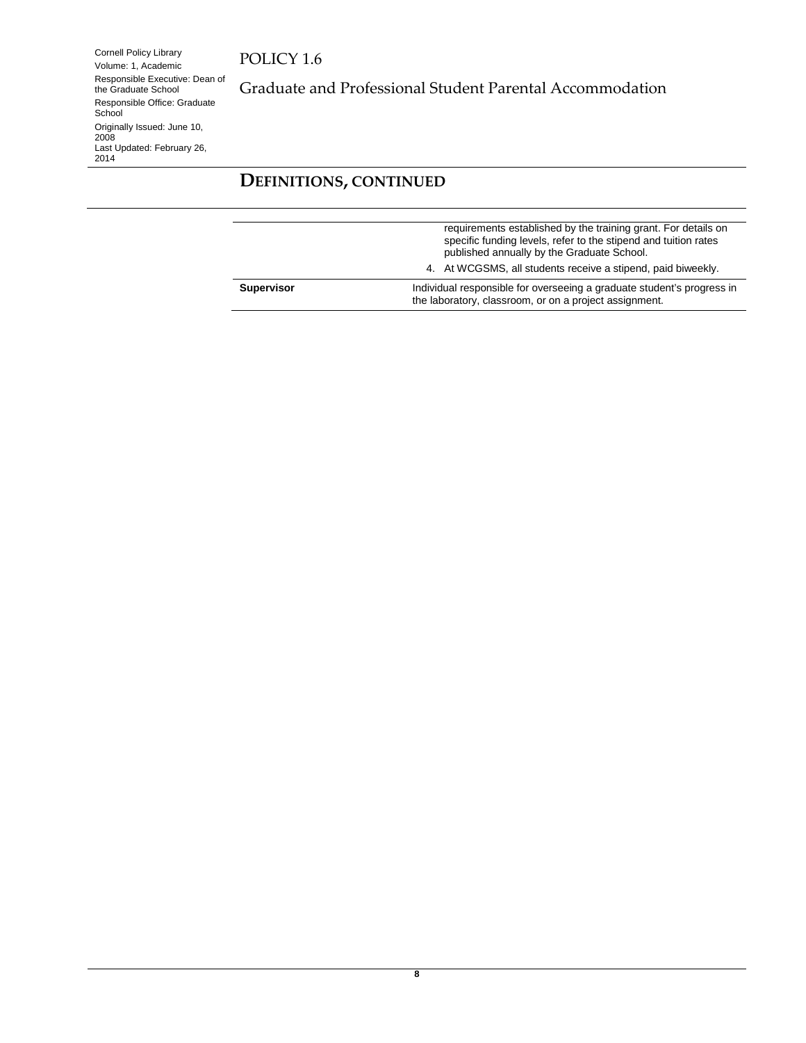## DEFINITIONS, CONTINUED

| | |
|---|---|
| | requirements established by the training grant. For details on specific funding levels, refer to the stipend and tuition rates published annually by the Graduate School.<br>4. At WCGSMS, all students receive a stipend, paid biweekly. |
| **Supervisor** | Individual responsible for overseeing a graduate student's progress in the laboratory, classroom, or on a project assignment. |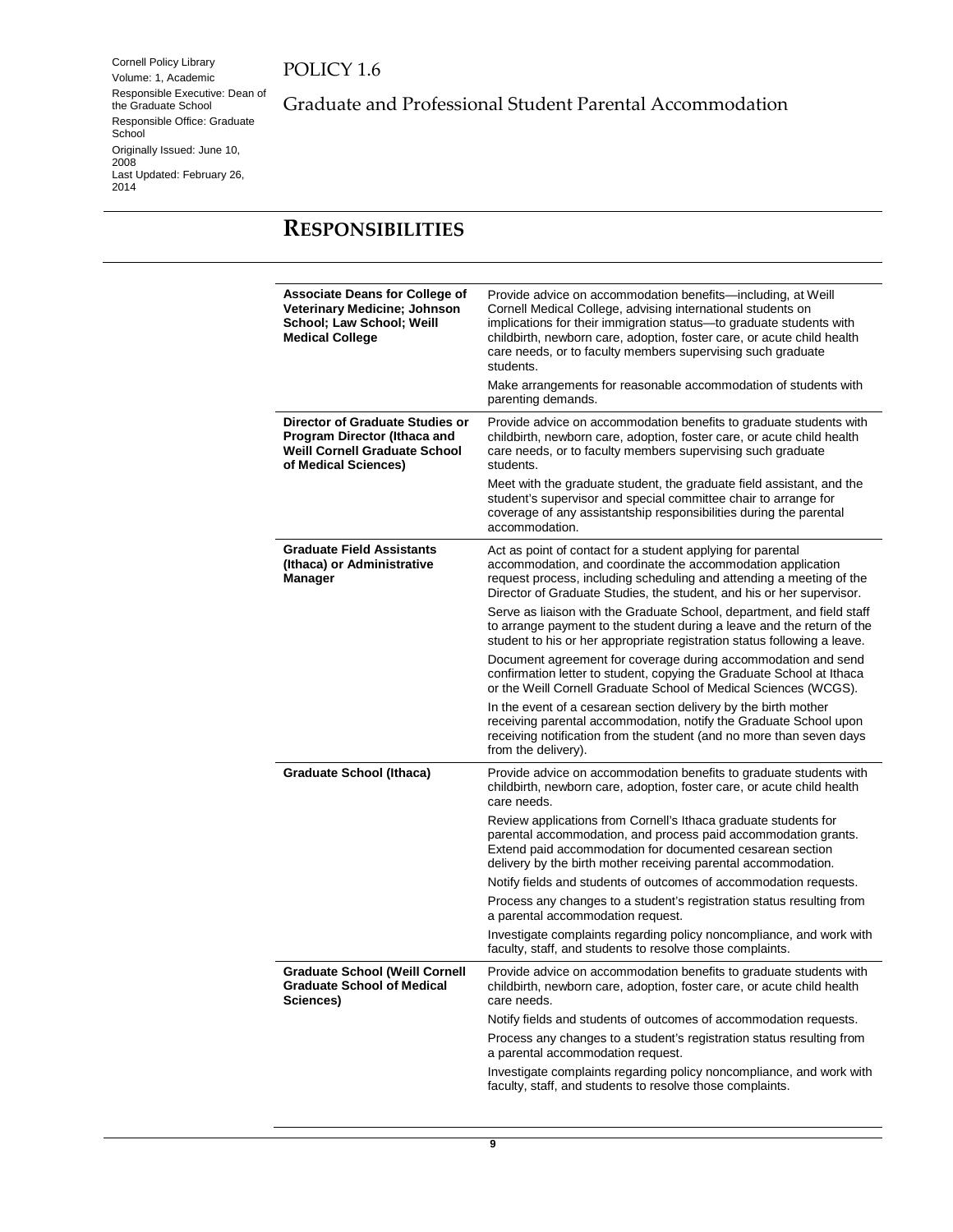Cornell Policy Library
Volume: 1, Academic
Responsible Executive: Dean of the Graduate School
Responsible Office: Graduate School
Originally Issued: June 10, 2008
Last Updated: February 26, 2014

# POLICY 1.6

## Graduate and Professional Student Parental Accommodation

## RESPONSIBILITIES

| | |
|---|---|
| **Associate Deans for College of Veterinary Medicine; Johnson School; Law School; Weill Medical College** | Provide advice on accommodation benefits—including, at Weill Cornell Medical College, advising international students on implications for their immigration status—to graduate students with childbirth, newborn care, adoption, foster care, or acute child health care needs, or to faculty members supervising such graduate students.<br><br>Make arrangements for reasonable accommodation of students with parenting demands. |
| **Director of Graduate Studies or Program Director (Ithaca and Weill Cornell Graduate School of Medical Sciences)** | Provide advice on accommodation benefits to graduate students with childbirth, newborn care, adoption, foster care, or acute child health care needs, or to faculty members supervising such graduate students.<br><br>Meet with the graduate student, the graduate field assistant, and the student's supervisor and special committee chair to arrange for coverage of any assistantship responsibilities during the parental accommodation. |
| **Graduate Field Assistants (Ithaca) or Administrative Manager** | Act as point of contact for a student applying for parental accommodation, and coordinate the accommodation application request process, including scheduling and attending a meeting of the Director of Graduate Studies, the student, and his or her supervisor.<br><br>Serve as liaison with the Graduate School, department, and field staff to arrange payment to the student during a leave and the return of the student to his or her appropriate registration status following a leave.<br><br>Document agreement for coverage during accommodation and send confirmation letter to student, copying the Graduate School at Ithaca or the Weill Cornell Graduate School of Medical Sciences (WCGS).<br><br>In the event of a cesarean section delivery by the birth mother receiving parental accommodation, notify the Graduate School upon receiving notification from the student (and no more than seven days from the delivery). |
| **Graduate School (Ithaca)** | Provide advice on accommodation benefits to graduate students with childbirth, newborn care, adoption, foster care, or acute child health care needs.<br><br>Review applications from Cornell's Ithaca graduate students for parental accommodation, and process paid accommodation grants. Extend paid accommodation for documented cesarean section delivery by the birth mother receiving parental accommodation.<br><br>Notify fields and students of outcomes of accommodation requests.<br><br>Process any changes to a student's registration status resulting from a parental accommodation request.<br><br>Investigate complaints regarding policy noncompliance, and work with faculty, staff, and students to resolve those complaints. |
| **Graduate School (Weill Cornell Graduate School of Medical Sciences)** | Provide advice on accommodation benefits to graduate students with childbirth, newborn care, adoption, foster care, or acute child health care needs.<br><br>Notify fields and students of outcomes of accommodation requests.<br><br>Process any changes to a student's registration status resulting from a parental accommodation request.<br><br>Investigate complaints regarding policy noncompliance, and work with faculty, staff, and students to resolve those complaints. |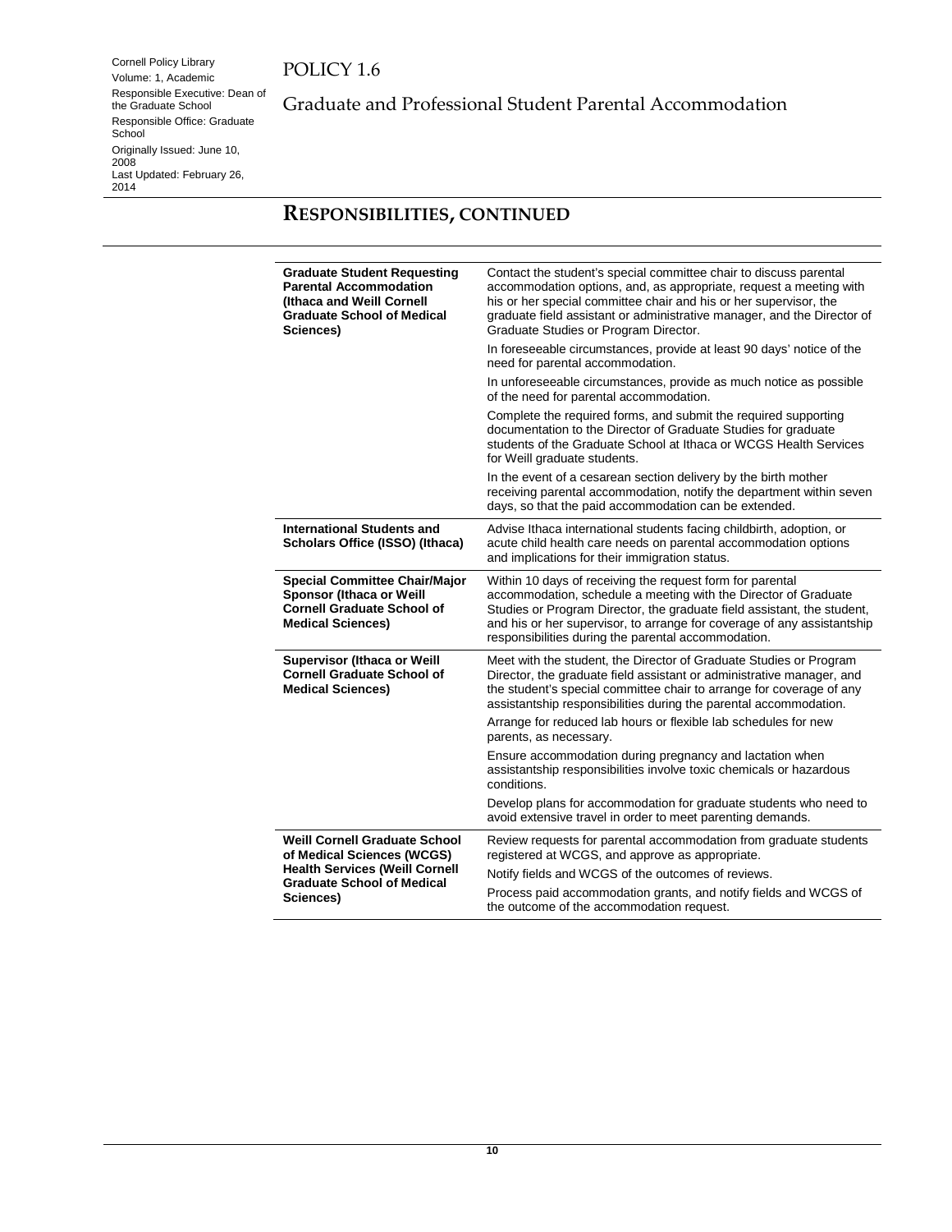# RESPONSIBILITIES, CONTINUED

| | |
|---|---|
| **Graduate Student Requesting Parental Accommodation (Ithaca and Weill Cornell Graduate School of Medical Sciences)** | Contact the student's special committee chair to discuss parental accommodation options, and, as appropriate, request a meeting with his or her special committee chair and his or her supervisor, the graduate field assistant or administrative manager, and the Director of Graduate Studies or Program Director.<br><br>In foreseeable circumstances, provide at least 90 days' notice of the need for parental accommodation.<br><br>In unforeseeable circumstances, provide as much notice as possible of the need for parental accommodation.<br><br>Complete the required forms, and submit the required supporting documentation to the Director of Graduate Studies for graduate students of the Graduate School at Ithaca or WCGS Health Services for Weill graduate students.<br><br>In the event of a cesarean section delivery by the birth mother receiving parental accommodation, notify the department within seven days, so that the paid accommodation can be extended. |
| **International Students and Scholars Office (ISSO) (Ithaca)** | Advise Ithaca international students facing childbirth, adoption, or acute child health care needs on parental accommodation options and implications for their immigration status. |
| **Special Committee Chair/Major Sponsor (Ithaca or Weill Cornell Graduate School of Medical Sciences)** | Within 10 days of receiving the request form for parental accommodation, schedule a meeting with the Director of Graduate Studies or Program Director, the graduate field assistant, the student, and his or her supervisor, to arrange for coverage of any assistantship responsibilities during the parental accommodation. |
| **Supervisor (Ithaca or Weill Cornell Graduate School of Medical Sciences)** | Meet with the student, the Director of Graduate Studies or Program Director, the graduate field assistant or administrative manager, and the student's special committee chair to arrange for coverage of any assistantship responsibilities during the parental accommodation.<br><br>Arrange for reduced lab hours or flexible lab schedules for new parents, as necessary.<br><br>Ensure accommodation during pregnancy and lactation when assistantship responsibilities involve toxic chemicals or hazardous conditions.<br><br>Develop plans for accommodation for graduate students who need to avoid extensive travel in order to meet parenting demands. |
| **Weill Cornell Graduate School of Medical Sciences (WCGS) Health Services (Weill Cornell Graduate School of Medical Sciences)** | Review requests for parental accommodation from graduate students registered at WCGS, and approve as appropriate.<br><br>Notify fields and WCGS of the outcomes of reviews.<br><br>Process paid accommodation grants, and notify fields and WCGS of the outcome of the accommodation request. |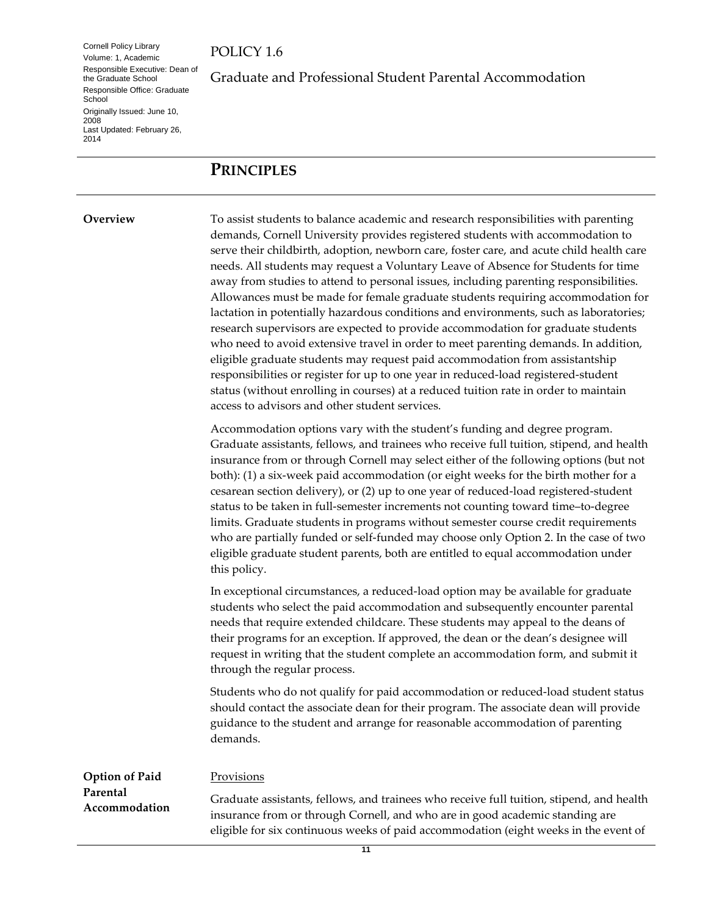Cornell Policy Library
Volume: 1, Academic
Responsible Executive: Dean of the Graduate School
Responsible Office: Graduate School
Originally Issued: June 10, 2008
Last Updated: February 26, 2014

POLICY 1.6

Graduate and Professional Student Parental Accommodation

## PRINCIPLES

### Overview

To assist students to balance academic and research responsibilities with parenting demands, Cornell University provides registered students with accommodation to serve their childbirth, adoption, newborn care, foster care, and acute child health care needs. All students may request a Voluntary Leave of Absence for Students for time away from studies to attend to personal issues, including parenting responsibilities. Allowances must be made for female graduate students requiring accommodation for lactation in potentially hazardous conditions and environments, such as laboratories; research supervisors are expected to provide accommodation for graduate students who need to avoid extensive travel in order to meet parenting demands. In addition, eligible graduate students may request paid accommodation from assistantship responsibilities or register for up to one year in reduced-load registered-student status (without enrolling in courses) at a reduced tuition rate in order to maintain access to advisors and other student services.

Accommodation options vary with the student's funding and degree program. Graduate assistants, fellows, and trainees who receive full tuition, stipend, and health insurance from or through Cornell may select either of the following options (but not both): (1) a six-week paid accommodation (or eight weeks for the birth mother for a cesarean section delivery), or (2) up to one year of reduced-load registered-student status to be taken in full-semester increments not counting toward time–to-degree limits. Graduate students in programs without semester course credit requirements who are partially funded or self-funded may choose only Option 2. In the case of two eligible graduate student parents, both are entitled to equal accommodation under this policy.

In exceptional circumstances, a reduced-load option may be available for graduate students who select the paid accommodation and subsequently encounter parental needs that require extended childcare. These students may appeal to the deans of their programs for an exception. If approved, the dean or the dean's designee will request in writing that the student complete an accommodation form, and submit it through the regular process.

Students who do not qualify for paid accommodation or reduced-load student status should contact the associate dean for their program. The associate dean will provide guidance to the student and arrange for reasonable accommodation of parenting demands.

### Option of Paid Parental Accommodation

Provisions

Graduate assistants, fellows, and trainees who receive full tuition, stipend, and health insurance from or through Cornell, and who are in good academic standing are eligible for six continuous weeks of paid accommodation (eight weeks in the event of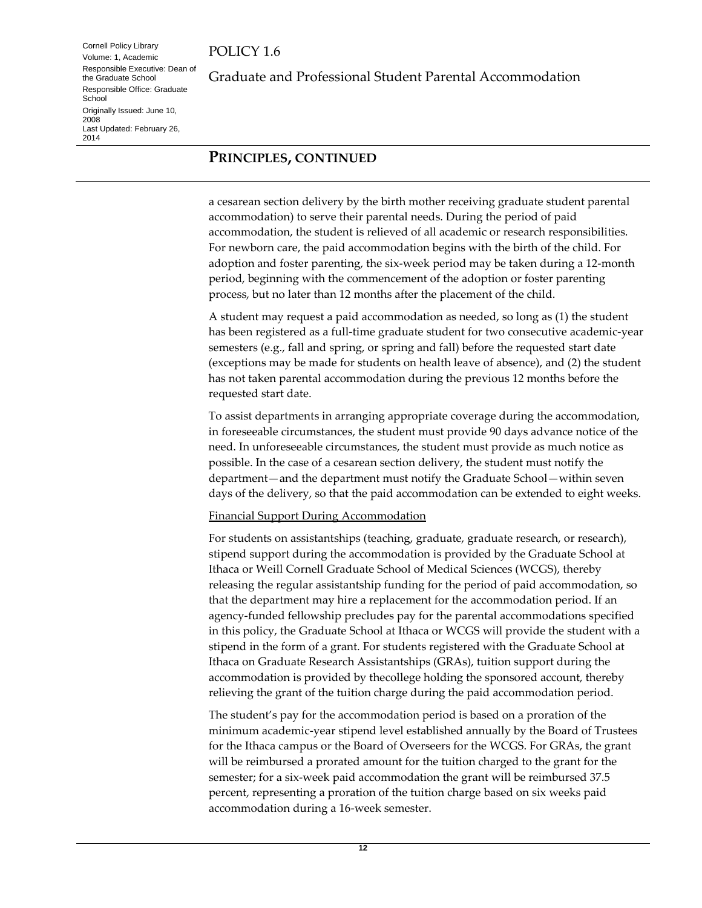## Principles, continued

a cesarean section delivery by the birth mother receiving graduate student parental accommodation) to serve their parental needs. During the period of paid accommodation, the student is relieved of all academic or research responsibilities. For newborn care, the paid accommodation begins with the birth of the child. For adoption and foster parenting, the six-week period may be taken during a 12-month period, beginning with the commencement of the adoption or foster parenting process, but no later than 12 months after the placement of the child.

A student may request a paid accommodation as needed, so long as (1) the student has been registered as a full-time graduate student for two consecutive academic-year semesters (e.g., fall and spring, or spring and fall) before the requested start date (exceptions may be made for students on health leave of absence), and (2) the student has not taken parental accommodation during the previous 12 months before the requested start date.

To assist departments in arranging appropriate coverage during the accommodation, in foreseeable circumstances, the student must provide 90 days advance notice of the need. In unforeseeable circumstances, the student must provide as much notice as possible. In the case of a cesarean section delivery, the student must notify the department—and the department must notify the Graduate School—within seven days of the delivery, so that the paid accommodation can be extended to eight weeks.

Financial Support During Accommodation

For students on assistantships (teaching, graduate, graduate research, or research), stipend support during the accommodation is provided by the Graduate School at Ithaca or Weill Cornell Graduate School of Medical Sciences (WCGS), thereby releasing the regular assistantship funding for the period of paid accommodation, so that the department may hire a replacement for the accommodation period. If an agency-funded fellowship precludes pay for the parental accommodations specified in this policy, the Graduate School at Ithaca or WCGS will provide the student with a stipend in the form of a grant. For students registered with the Graduate School at Ithaca on Graduate Research Assistantships (GRAs), tuition support during the accommodation is provided by thecollege holding the sponsored account, thereby relieving the grant of the tuition charge during the paid accommodation period.

The student's pay for the accommodation period is based on a proration of the minimum academic-year stipend level established annually by the Board of Trustees for the Ithaca campus or the Board of Overseers for the WCGS. For GRAs, the grant will be reimbursed a prorated amount for the tuition charged to the grant for the semester; for a six-week paid accommodation the grant will be reimbursed 37.5 percent, representing a proration of the tuition charge based on six weeks paid accommodation during a 16-week semester.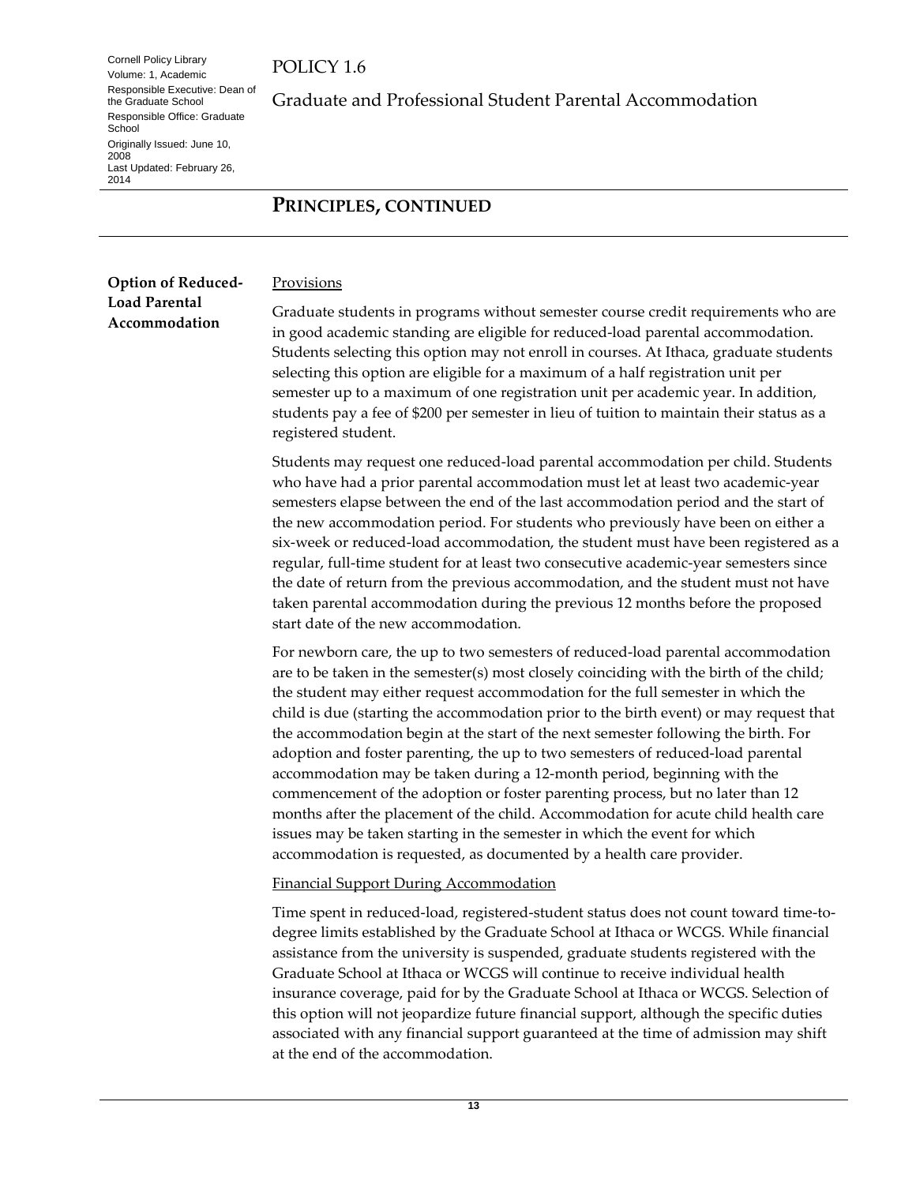## PRINCIPLES, CONTINUED

### Option of Reduced-Load Parental Accommodation

Provisions

Graduate students in programs without semester course credit requirements who are in good academic standing are eligible for reduced-load parental accommodation. Students selecting this option may not enroll in courses. At Ithaca, graduate students selecting this option are eligible for a maximum of a half registration unit per semester up to a maximum of one registration unit per academic year. In addition, students pay a fee of $200 per semester in lieu of tuition to maintain their status as a registered student.

Students may request one reduced-load parental accommodation per child. Students who have had a prior parental accommodation must let at least two academic-year semesters elapse between the end of the last accommodation period and the start of the new accommodation period. For students who previously have been on either a six-week or reduced-load accommodation, the student must have been registered as a regular, full-time student for at least two consecutive academic-year semesters since the date of return from the previous accommodation, and the student must not have taken parental accommodation during the previous 12 months before the proposed start date of the new accommodation.

For newborn care, the up to two semesters of reduced-load parental accommodation are to be taken in the semester(s) most closely coinciding with the birth of the child; the student may either request accommodation for the full semester in which the child is due (starting the accommodation prior to the birth event) or may request that the accommodation begin at the start of the next semester following the birth. For adoption and foster parenting, the up to two semesters of reduced-load parental accommodation may be taken during a 12-month period, beginning with the commencement of the adoption or foster parenting process, but no later than 12 months after the placement of the child. Accommodation for acute child health care issues may be taken starting in the semester in which the event for which accommodation is requested, as documented by a health care provider.

Financial Support During Accommodation

Time spent in reduced-load, registered-student status does not count toward time-to-degree limits established by the Graduate School at Ithaca or WCGS. While financial assistance from the university is suspended, graduate students registered with the Graduate School at Ithaca or WCGS will continue to receive individual health insurance coverage, paid for by the Graduate School at Ithaca or WCGS. Selection of this option will not jeopardize future financial support, although the specific duties associated with any financial support guaranteed at the time of admission may shift at the end of the accommodation.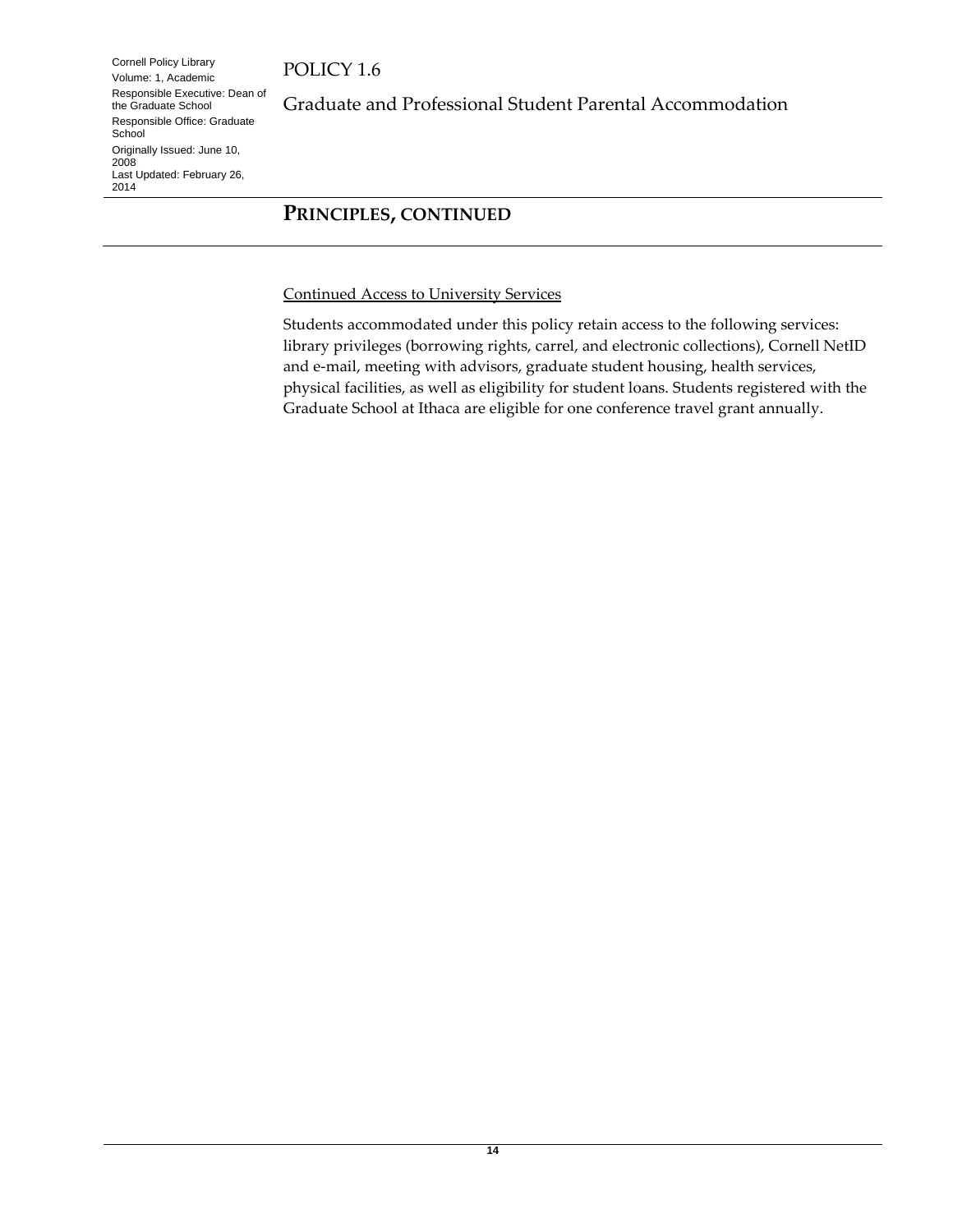## PRINCIPLES, CONTINUED

Continued Access to University Services

Students accommodated under this policy retain access to the following services: library privileges (borrowing rights, carrel, and electronic collections), Cornell NetID and e-mail, meeting with advisors, graduate student housing, health services, physical facilities, as well as eligibility for student loans. Students registered with the Graduate School at Ithaca are eligible for one conference travel grant annually.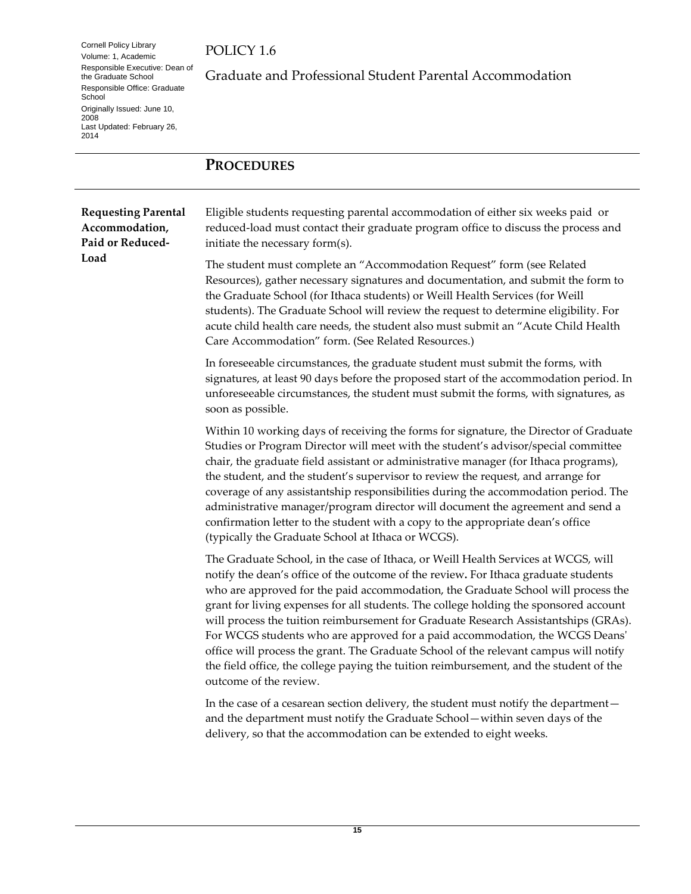POLICY 1.6

Graduate and Professional Student Parental Accommodation

## PROCEDURES

### Requesting Parental Accommodation, Paid or Reduced-Load

Eligible students requesting parental accommodation of either six weeks paid or reduced-load must contact their graduate program office to discuss the process and initiate the necessary form(s).

The student must complete an "Accommodation Request" form (see Related Resources), gather necessary signatures and documentation, and submit the form to the Graduate School (for Ithaca students) or Weill Health Services (for Weill students). The Graduate School will review the request to determine eligibility. For acute child health care needs, the student also must submit an "Acute Child Health Care Accommodation" form. (See Related Resources.)

In foreseeable circumstances, the graduate student must submit the forms, with signatures, at least 90 days before the proposed start of the accommodation period. In unforeseeable circumstances, the student must submit the forms, with signatures, as soon as possible.

Within 10 working days of receiving the forms for signature, the Director of Graduate Studies or Program Director will meet with the student's advisor/special committee chair, the graduate field assistant or administrative manager (for Ithaca programs), the student, and the student's supervisor to review the request, and arrange for coverage of any assistantship responsibilities during the accommodation period. The administrative manager/program director will document the agreement and send a confirmation letter to the student with a copy to the appropriate dean's office (typically the Graduate School at Ithaca or WCGS).

The Graduate School, in the case of Ithaca, or Weill Health Services at WCGS, will notify the dean's office of the outcome of the review**.** For Ithaca graduate students who are approved for the paid accommodation, the Graduate School will process the grant for living expenses for all students. The college holding the sponsored account will process the tuition reimbursement for Graduate Research Assistantships (GRAs). For WCGS students who are approved for a paid accommodation, the WCGS Deans' office will process the grant. The Graduate School of the relevant campus will notify the field office, the college paying the tuition reimbursement, and the student of the outcome of the review.

In the case of a cesarean section delivery, the student must notify the department—and the department must notify the Graduate School—within seven days of the delivery, so that the accommodation can be extended to eight weeks.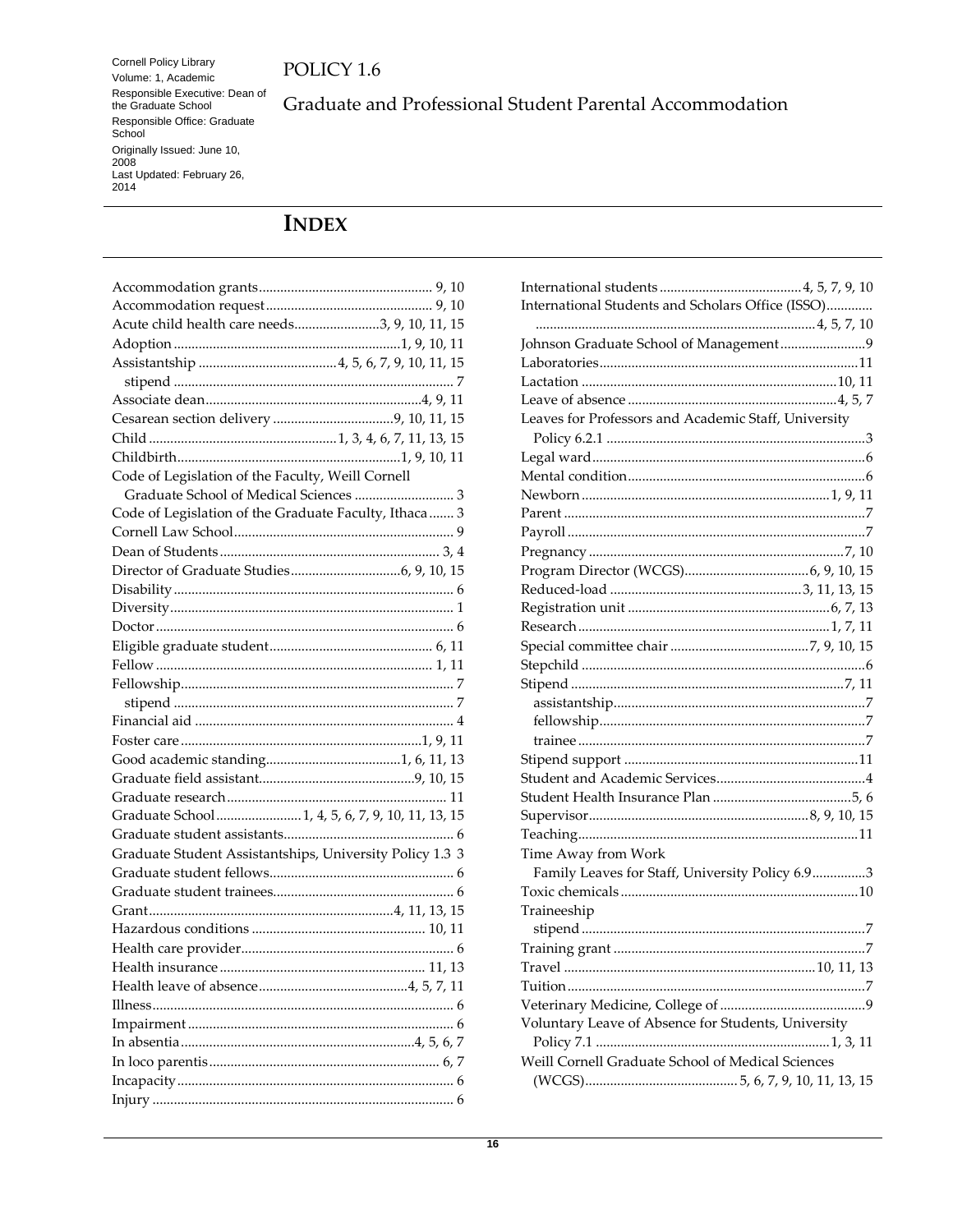# INDEX

Accommodation grants ... 9, 10
Accommodation request ... 9, 10
Acute child health care needs ... 3, 9, 10, 11, 15
Adoption ... 1, 9, 10, 11
Assistantship ... 4, 5, 6, 7, 9, 10, 11, 15
  stipend ... 7
Associate dean ... 4, 9, 11
Cesarean section delivery ... 9, 10, 11, 15
Child ... 1, 3, 4, 6, 7, 11, 13, 15
Childbirth ... 1, 9, 10, 11
Code of Legislation of the Faculty, Weill Cornell Graduate School of Medical Sciences ... 3
Code of Legislation of the Graduate Faculty, Ithaca ... 3
Cornell Law School ... 9
Dean of Students ... 3, 4
Director of Graduate Studies ... 6, 9, 10, 15
Disability ... 6
Diversity ... 1
Doctor ... 6
Eligible graduate student ... 6, 11
Fellow ... 1, 11
Fellowship ... 7
  stipend ... 7
Financial aid ... 4
Foster care ... 1, 9, 11
Good academic standing ... 1, 6, 11, 13
Graduate field assistant ... 9, 10, 15
Graduate research ... 11
Graduate School ... 1, 4, 5, 6, 7, 9, 10, 11, 13, 15
Graduate student assistants ... 6
Graduate Student Assistantships, University Policy 1.3 ... 3
Graduate student fellows ... 6
Graduate student trainees ... 6
Grant ... 4, 11, 13, 15
Hazardous conditions ... 10, 11
Health care provider ... 6
Health insurance ... 11, 13
Health leave of absence ... 4, 5, 7, 11
Illness ... 6
Impairment ... 6
In absentia ... 4, 5, 6, 7
In loco parentis ... 6, 7
Incapacity ... 6
Injury ... 6
International students ... 4, 5, 7, 9, 10
International Students and Scholars Office (ISSO) ... 4, 5, 7, 10
Johnson Graduate School of Management ... 9
Laboratories ... 11
Lactation ... 10, 11
Leave of absence ... 4, 5, 7
Leaves for Professors and Academic Staff, University Policy 6.2.1 ... 3
Legal ward ... 6
Mental condition ... 6
Newborn ... 1, 9, 11
Parent ... 7
Payroll ... 7
Pregnancy ... 7, 10
Program Director (WCGS) ... 6, 9, 10, 15
Reduced-load ... 3, 11, 13, 15
Registration unit ... 6, 7, 13
Research ... 1, 7, 11
Special committee chair ... 7, 9, 10, 15
Stepchild ... 6
Stipend ... 7, 11
  assistantship ... 7
  fellowship ... 7
  trainee ... 7
Stipend support ... 11
Student and Academic Services ... 4
Student Health Insurance Plan ... 5, 6
Supervisor ... 8, 9, 10, 15
Teaching ... 11
Time Away from Work
  Family Leaves for Staff, University Policy 6.9 ... 3
Toxic chemicals ... 10
Traineeship
  stipend ... 7
Training grant ... 7
Travel ... 10, 11, 13
Tuition ... 7
Veterinary Medicine, College of ... 9
Voluntary Leave of Absence for Students, University Policy 7.1 ... 1, 3, 11
Weill Cornell Graduate School of Medical Sciences (WCGS) ... 5, 6, 7, 9, 10, 11, 13, 15